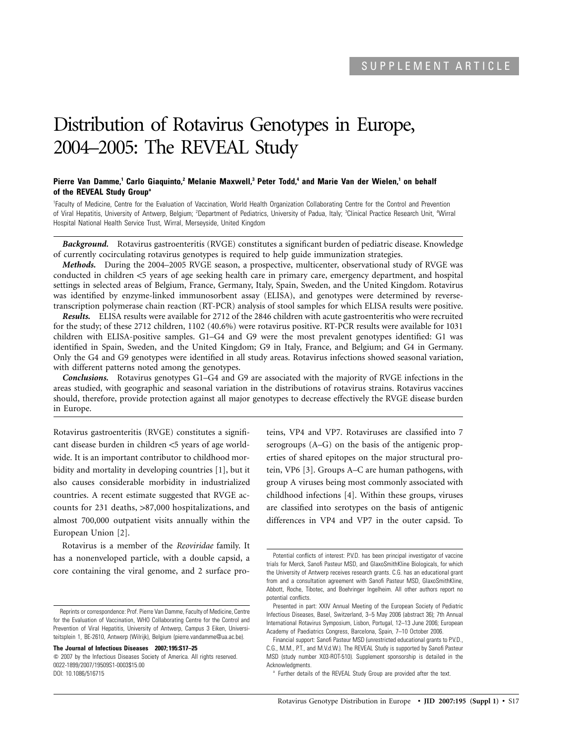SUPPLEMENT ARTICLE

# Distribution of Rotavirus Genotypes in Europe, 2004–2005: The REVEAL Study

**Pierre Van Damme,[1] Carlo Giaquinto,[2] Melanie Maxwell,[3] Peter Todd,[4] and Marie Van der Wielen,[1] on behalf of the REVEAL Study Group[a]**

[1]Faculty of Medicine, Centre for the Evaluation of Vaccination, World Health Organization Collaborating Centre for the Control and Prevention of Viral Hepatitis, University of Antwerp, Belgium; [2]Department of Pediatrics, University of Padua, Italy; [3]Clinical Practice Research Unit, [4]Wirral Hospital National Health Service Trust, Wirral, Merseyside, United Kingdom

***Background.*** Rotavirus gastroenteritis (RVGE) constitutes a significant burden of pediatric disease. Knowledge of currently cocirculating rotavirus genotypes is required to help guide immunization strategies.

***Methods.*** During the 2004–2005 RVGE season, a prospective, multicenter, observational study of RVGE was conducted in children <5 years of age seeking health care in primary care, emergency department, and hospital settings in selected areas of Belgium, France, Germany, Italy, Spain, Sweden, and the United Kingdom. Rotavirus was identified by enzyme-linked immunosorbent assay (ELISA), and genotypes were determined by reverse-transcription polymerase chain reaction (RT-PCR) analysis of stool samples for which ELISA results were positive.

***Results.*** ELISA results were available for 2712 of the 2846 children with acute gastroenteritis who were recruited for the study; of these 2712 children, 1102 (40.6%) were rotavirus positive. RT-PCR results were available for 1031 children with ELISA-positive samples. G1–G4 and G9 were the most prevalent genotypes identified: G1 was identified in Spain, Sweden, and the United Kingdom; G9 in Italy, France, and Belgium; and G4 in Germany. Only the G4 and G9 genotypes were identified in all study areas. Rotavirus infections showed seasonal variation, with different patterns noted among the genotypes.

***Conclusions.*** Rotavirus genotypes G1–G4 and G9 are associated with the majority of RVGE infections in the areas studied, with geographic and seasonal variation in the distributions of rotavirus strains. Rotavirus vaccines should, therefore, provide protection against all major genotypes to decrease effectively the RVGE disease burden in Europe.

Rotavirus gastroenteritis (RVGE) constitutes a significant disease burden in children <5 years of age worldwide. It is an important contributor to childhood morbidity and mortality in developing countries [1], but it also causes considerable morbidity in industrialized countries. A recent estimate suggested that RVGE accounts for 231 deaths, >87,000 hospitalizations, and almost 700,000 outpatient visits annually within the European Union [2].

Rotavirus is a member of the *Reoviridae* family. It has a nonenveloped particle, with a double capsid, a core containing the viral genome, and 2 surface proteins, VP4 and VP7. Rotaviruses are classified into 7 serogroups (A–G) on the basis of the antigenic properties of shared epitopes on the major structural protein, VP6 [3]. Groups A–C are human pathogens, with group A viruses being most commonly associated with childhood infections [4]. Within these groups, viruses are classified into serotypes on the basis of antigenic differences in VP4 and VP7 in the outer capsid. To

Reprints or correspondence: Prof. Pierre Van Damme, Faculty of Medicine, Centre for the Evaluation of Vaccination, WHO Collaborating Centre for the Control and Prevention of Viral Hepatitis, University of Antwerp, Campus 3 Eiken, Universiteitsplein 1, BE-2610, Antwerp (Wilrijk), Belgium (pierre.vandamme@ua.ac.be).

**The Journal of Infectious Diseases 2007;195:S17–25**
© 2007 by the Infectious Diseases Society of America. All rights reserved.
0022-1899/2007/19509S1-0003$15.00
DOI: 10.1086/516715

Potential conflicts of interest: P.V.D. has been principal investigator of vaccine trials for Merck, Sanofi Pasteur MSD, and GlaxoSmithKline Biologicals, for which the University of Antwerp receives research grants. C.G. has an educational grant from and a consultation agreement with Sanofi Pasteur MSD, GlaxoSmithKline, Abbott, Roche, Tibotec, and Boehringer Ingelheim. All other authors report no potential conflicts.

Presented in part: XXIV Annual Meeting of the European Society of Pediatric Infectious Diseases, Basel, Switzerland, 3–5 May 2006 (abstract 36); 7th Annual International Rotavirus Symposium, Lisbon, Portugal, 12–13 June 2006; European Academy of Paediatrics Congress, Barcelona, Spain, 7–10 October 2006.

Financial support: Sanofi Pasteur MSD (unrestricted educational grants to P.V.D., C.G., M.M., P.T., and M.V.d.W.). The REVEAL Study is supported by Sanofi Pasteur MSD (study number X03-ROT-510). Supplement sponsorship is detailed in the Acknowledgments.

[a] Further details of the REVEAL Study Group are provided after the text.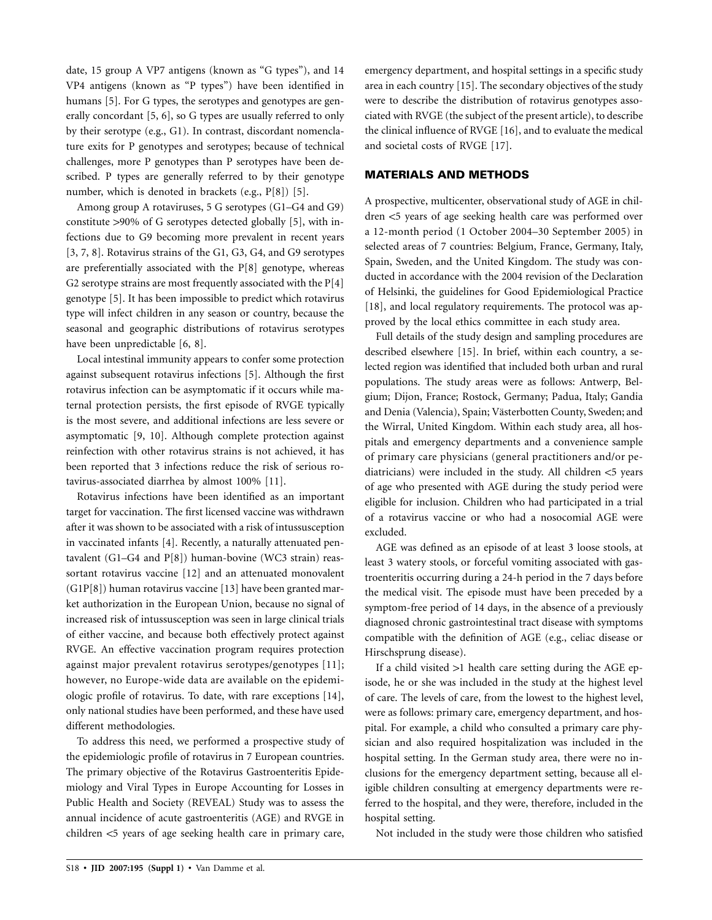date, 15 group A VP7 antigens (known as "G types"), and 14 VP4 antigens (known as "P types") have been identified in humans [5]. For G types, the serotypes and genotypes are generally concordant [5, 6], so G types are usually referred to only by their serotype (e.g., G1). In contrast, discordant nomenclature exits for P genotypes and serotypes; because of technical challenges, more P genotypes than P serotypes have been described. P types are generally referred to by their genotype number, which is denoted in brackets (e.g., P[8]) [5].

Among group A rotaviruses, 5 G serotypes (G1–G4 and G9) constitute >90% of G serotypes detected globally [5], with infections due to G9 becoming more prevalent in recent years [3, 7, 8]. Rotavirus strains of the G1, G3, G4, and G9 serotypes are preferentially associated with the P[8] genotype, whereas G2 serotype strains are most frequently associated with the P[4] genotype [5]. It has been impossible to predict which rotavirus type will infect children in any season or country, because the seasonal and geographic distributions of rotavirus serotypes have been unpredictable [6, 8].

Local intestinal immunity appears to confer some protection against subsequent rotavirus infections [5]. Although the first rotavirus infection can be asymptomatic if it occurs while maternal protection persists, the first episode of RVGE typically is the most severe, and additional infections are less severe or asymptomatic [9, 10]. Although complete protection against reinfection with other rotavirus strains is not achieved, it has been reported that 3 infections reduce the risk of serious rotavirus-associated diarrhea by almost 100% [11].

Rotavirus infections have been identified as an important target for vaccination. The first licensed vaccine was withdrawn after it was shown to be associated with a risk of intussusception in vaccinated infants [4]. Recently, a naturally attenuated pentavalent (G1–G4 and P[8]) human-bovine (WC3 strain) reassortant rotavirus vaccine [12] and an attenuated monovalent (G1P[8]) human rotavirus vaccine [13] have been granted market authorization in the European Union, because no signal of increased risk of intussusception was seen in large clinical trials of either vaccine, and because both effectively protect against RVGE. An effective vaccination program requires protection against major prevalent rotavirus serotypes/genotypes [11]; however, no Europe-wide data are available on the epidemiologic profile of rotavirus. To date, with rare exceptions [14], only national studies have been performed, and these have used different methodologies.

To address this need, we performed a prospective study of the epidemiologic profile of rotavirus in 7 European countries. The primary objective of the Rotavirus Gastroenteritis Epidemiology and Viral Types in Europe Accounting for Losses in Public Health and Society (REVEAL) Study was to assess the annual incidence of acute gastroenteritis (AGE) and RVGE in children <5 years of age seeking health care in primary care, emergency department, and hospital settings in a specific study area in each country [15]. The secondary objectives of the study were to describe the distribution of rotavirus genotypes associated with RVGE (the subject of the present article), to describe the clinical influence of RVGE [16], and to evaluate the medical and societal costs of RVGE [17].

## MATERIALS AND METHODS

A prospective, multicenter, observational study of AGE in children <5 years of age seeking health care was performed over a 12-month period (1 October 2004–30 September 2005) in selected areas of 7 countries: Belgium, France, Germany, Italy, Spain, Sweden, and the United Kingdom. The study was conducted in accordance with the 2004 revision of the Declaration of Helsinki, the guidelines for Good Epidemiological Practice [18], and local regulatory requirements. The protocol was approved by the local ethics committee in each study area.

Full details of the study design and sampling procedures are described elsewhere [15]. In brief, within each country, a selected region was identified that included both urban and rural populations. The study areas were as follows: Antwerp, Belgium; Dijon, France; Rostock, Germany; Padua, Italy; Gandia and Denia (Valencia), Spain; Västerbotten County, Sweden; and the Wirral, United Kingdom. Within each study area, all hospitals and emergency departments and a convenience sample of primary care physicians (general practitioners and/or pediatricians) were included in the study. All children <5 years of age who presented with AGE during the study period were eligible for inclusion. Children who had participated in a trial of a rotavirus vaccine or who had a nosocomial AGE were excluded.

AGE was defined as an episode of at least 3 loose stools, at least 3 watery stools, or forceful vomiting associated with gastroenteritis occurring during a 24-h period in the 7 days before the medical visit. The episode must have been preceded by a symptom-free period of 14 days, in the absence of a previously diagnosed chronic gastrointestinal tract disease with symptoms compatible with the definition of AGE (e.g., celiac disease or Hirschsprung disease).

If a child visited >1 health care setting during the AGE episode, he or she was included in the study at the highest level of care. The levels of care, from the lowest to the highest level, were as follows: primary care, emergency department, and hospital. For example, a child who consulted a primary care physician and also required hospitalization was included in the hospital setting. In the German study area, there were no inclusions for the emergency department setting, because all eligible children consulting at emergency departments were referred to the hospital, and they were, therefore, included in the hospital setting.

Not included in the study were those children who satisfied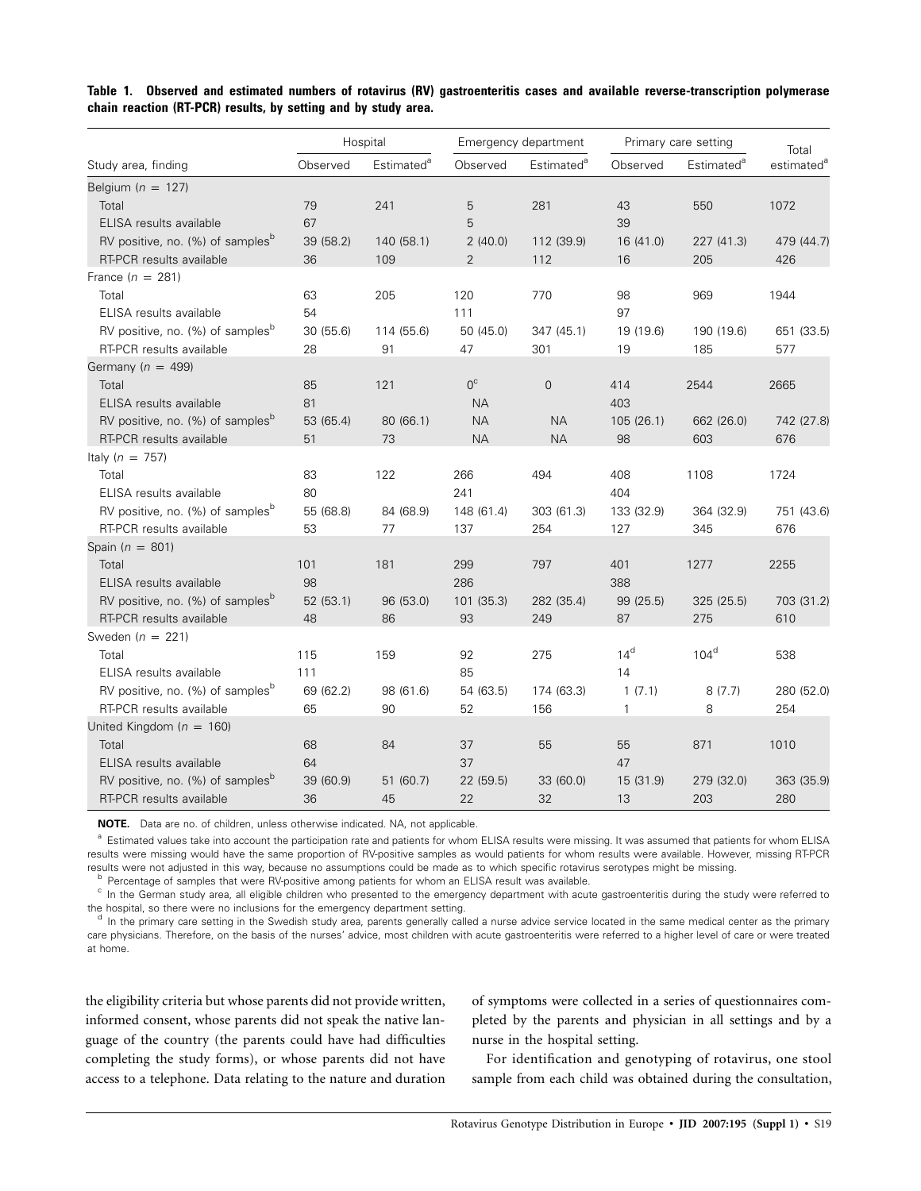**Table 1. Observed and estimated numbers of rotavirus (RV) gastroenteritis cases and available reverse-transcription polymerase chain reaction (RT-PCR) results, by setting and by study area.**

| Study area, finding | Hospital | | Emergency department | | Primary care setting | | Total |
|---|---|---|---|---|---|---|---|
| | Observed | Estimated[a] | Observed | Estimated[a] | Observed | Estimated[a] | estimated[a] |
| Belgium ($n$ = 127) | | | | | | | |
| Total | 79 | 241 | 5 | 281 | 43 | 550 | 1072 |
| ELISA results available | 67 | | 5 | | 39 | | |
| RV positive, no. (%) of samples[b] | 39 (58.2) | 140 (58.1) | 2 (40.0) | 112 (39.9) | 16 (41.0) | 227 (41.3) | 479 (44.7) |
| RT-PCR results available | 36 | 109 | 2 | 112 | 16 | 205 | 426 |
| France ($n$ = 281) | | | | | | | |
| Total | 63 | 205 | 120 | 770 | 98 | 969 | 1944 |
| ELISA results available | 54 | | 111 | | 97 | | |
| RV positive, no. (%) of samples[b] | 30 (55.6) | 114 (55.6) | 50 (45.0) | 347 (45.1) | 19 (19.6) | 190 (19.6) | 651 (33.5) |
| RT-PCR results available | 28 | 91 | 47 | 301 | 19 | 185 | 577 |
| Germany ($n$ = 499) | | | | | | | |
| Total | 85 | 121 | 0[c] | 0 | 414 | 2544 | 2665 |
| ELISA results available | 81 | | NA | | 403 | | |
| RV positive, no. (%) of samples[b] | 53 (65.4) | 80 (66.1) | NA | NA | 105 (26.1) | 662 (26.0) | 742 (27.8) |
| RT-PCR results available | 51 | 73 | NA | NA | 98 | 603 | 676 |
| Italy ($n$ = 757) | | | | | | | |
| Total | 83 | 122 | 266 | 494 | 408 | 1108 | 1724 |
| ELISA results available | 80 | | 241 | | 404 | | |
| RV positive, no. (%) of samples[b] | 55 (68.8) | 84 (68.9) | 148 (61.4) | 303 (61.3) | 133 (32.9) | 364 (32.9) | 751 (43.6) |
| RT-PCR results available | 53 | 77 | 137 | 254 | 127 | 345 | 676 |
| Spain ($n$ = 801) | | | | | | | |
| Total | 101 | 181 | 299 | 797 | 401 | 1277 | 2255 |
| ELISA results available | 98 | | 286 | | 388 | | |
| RV positive, no. (%) of samples[b] | 52 (53.1) | 96 (53.0) | 101 (35.3) | 282 (35.4) | 99 (25.5) | 325 (25.5) | 703 (31.2) |
| RT-PCR results available | 48 | 86 | 93 | 249 | 87 | 275 | 610 |
| Sweden ($n$ = 221) | | | | | | | |
| Total | 115 | 159 | 92 | 275 | 14[d] | 104[d] | 538 |
| ELISA results available | 111 | | 85 | | 14 | | |
| RV positive, no. (%) of samples[b] | 69 (62.2) | 98 (61.6) | 54 (63.5) | 174 (63.3) | 1 (7.1) | 8 (7.7) | 280 (52.0) |
| RT-PCR results available | 65 | 90 | 52 | 156 | 1 | 8 | 254 |
| United Kingdom ($n$ = 160) | | | | | | | |
| Total | 68 | 84 | 37 | 55 | 55 | 871 | 1010 |
| ELISA results available | 64 | | 37 | | 47 | | |
| RV positive, no. (%) of samples[b] | 39 (60.9) | 51 (60.7) | 22 (59.5) | 33 (60.0) | 15 (31.9) | 279 (32.0) | 363 (35.9) |
| RT-PCR results available | 36 | 45 | 22 | 32 | 13 | 203 | 280 |

**NOTE.** Data are no. of children, unless otherwise indicated. NA, not applicable.

[a] Estimated values take into account the participation rate and patients for whom ELISA results were missing. It was assumed that patients for whom ELISA results were missing would have the same proportion of RV-positive samples as would patients for whom results were available. However, missing RT-PCR results were not adjusted in this way, because no assumptions could be made as to which specific rotavirus serotypes might be missing.

[b] Percentage of samples that were RV-positive among patients for whom an ELISA result was available.

[c] In the German study area, all eligible children who presented to the emergency department with acute gastroenteritis during the study were referred to the hospital, so there were no inclusions for the emergency department setting.

[d] In the primary care setting in the Swedish study area, parents generally called a nurse advice service located in the same medical center as the primary care physicians. Therefore, on the basis of the nurses' advice, most children with acute gastroenteritis were referred to a higher level of care or were treated at home.

the eligibility criteria but whose parents did not provide written, informed consent, whose parents did not speak the native language of the country (the parents could have had difficulties completing the study forms), or whose parents did not have access to a telephone. Data relating to the nature and duration of symptoms were collected in a series of questionnaires completed by the parents and physician in all settings and by a nurse in the hospital setting.

For identification and genotyping of rotavirus, one stool sample from each child was obtained during the consultation,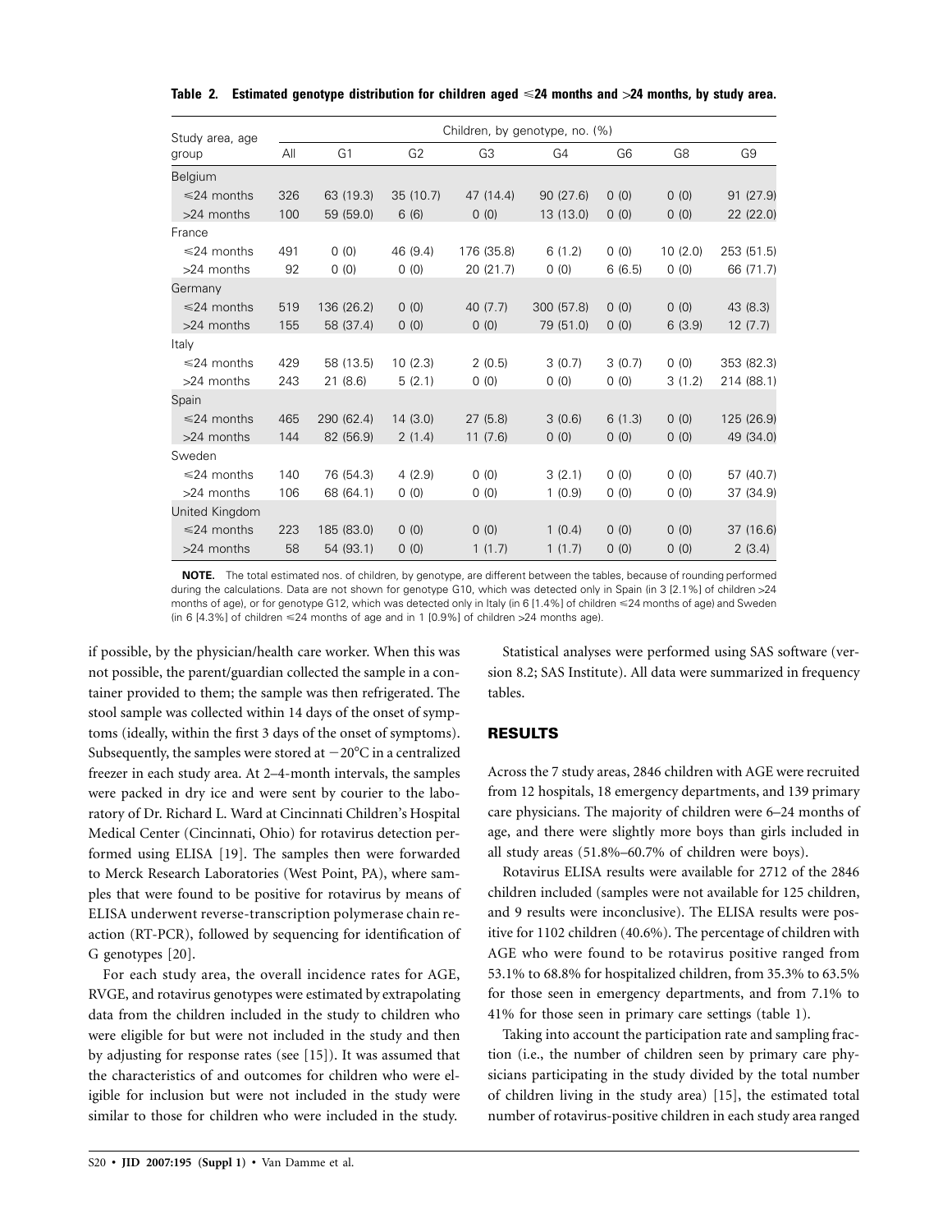**Table 2. Estimated genotype distribution for children aged ≤24 months and >24 months, by study area.**

| Study area, age group | Children, by genotype, no. (%) | | | | | | | |
|---|---|---|---|---|---|---|---|---|
| | All | G1 | G2 | G3 | G4 | G6 | G8 | G9 |
| Belgium | | | | | | | | |
| ≤24 months | 326 | 63 (19.3) | 35 (10.7) | 47 (14.4) | 90 (27.6) | 0 (0) | 0 (0) | 91 (27.9) |
| >24 months | 100 | 59 (59.0) | 6 (6) | 0 (0) | 13 (13.0) | 0 (0) | 0 (0) | 22 (22.0) |
| France | | | | | | | | |
| ≤24 months | 491 | 0 (0) | 46 (9.4) | 176 (35.8) | 6 (1.2) | 0 (0) | 10 (2.0) | 253 (51.5) |
| >24 months | 92 | 0 (0) | 0 (0) | 20 (21.7) | 0 (0) | 6 (6.5) | 0 (0) | 66 (71.7) |
| Germany | | | | | | | | |
| ≤24 months | 519 | 136 (26.2) | 0 (0) | 40 (7.7) | 300 (57.8) | 0 (0) | 0 (0) | 43 (8.3) |
| >24 months | 155 | 58 (37.4) | 0 (0) | 0 (0) | 79 (51.0) | 0 (0) | 6 (3.9) | 12 (7.7) |
| Italy | | | | | | | | |
| ≤24 months | 429 | 58 (13.5) | 10 (2.3) | 2 (0.5) | 3 (0.7) | 3 (0.7) | 0 (0) | 353 (82.3) |
| >24 months | 243 | 21 (8.6) | 5 (2.1) | 0 (0) | 0 (0) | 0 (0) | 3 (1.2) | 214 (88.1) |
| Spain | | | | | | | | |
| ≤24 months | 465 | 290 (62.4) | 14 (3.0) | 27 (5.8) | 3 (0.6) | 6 (1.3) | 0 (0) | 125 (26.9) |
| >24 months | 144 | 82 (56.9) | 2 (1.4) | 11 (7.6) | 0 (0) | 0 (0) | 0 (0) | 49 (34.0) |
| Sweden | | | | | | | | |
| ≤24 months | 140 | 76 (54.3) | 4 (2.9) | 0 (0) | 3 (2.1) | 0 (0) | 0 (0) | 57 (40.7) |
| >24 months | 106 | 68 (64.1) | 0 (0) | 0 (0) | 1 (0.9) | 0 (0) | 0 (0) | 37 (34.9) |
| United Kingdom | | | | | | | | |
| ≤24 months | 223 | 185 (83.0) | 0 (0) | 0 (0) | 1 (0.4) | 0 (0) | 0 (0) | 37 (16.6) |
| >24 months | 58 | 54 (93.1) | 0 (0) | 1 (1.7) | 1 (1.7) | 0 (0) | 0 (0) | 2 (3.4) |

**NOTE.** The total estimated nos. of children, by genotype, are different between the tables, because of rounding performed during the calculations. Data are not shown for genotype G10, which was detected only in Spain (in 3 [2.1%] of children >24 months of age), or for genotype G12, which was detected only in Italy (in 6 [1.4%] of children ≤24 months of age) and Sweden (in 6 [4.3%] of children ≤24 months of age and in 1 [0.9%] of children >24 months age).

if possible, by the physician/health care worker. When this was not possible, the parent/guardian collected the sample in a container provided to them; the sample was then refrigerated. The stool sample was collected within 14 days of the onset of symptoms (ideally, within the first 3 days of the onset of symptoms). Subsequently, the samples were stored at $-20°C$ in a centralized freezer in each study area. At 2–4-month intervals, the samples were packed in dry ice and were sent by courier to the laboratory of Dr. Richard L. Ward at Cincinnati Children's Hospital Medical Center (Cincinnati, Ohio) for rotavirus detection performed using ELISA [19]. The samples then were forwarded to Merck Research Laboratories (West Point, PA), where samples that were found to be positive for rotavirus by means of ELISA underwent reverse-transcription polymerase chain reaction (RT-PCR), followed by sequencing for identification of G genotypes [20].

For each study area, the overall incidence rates for AGE, RVGE, and rotavirus genotypes were estimated by extrapolating data from the children included in the study to children who were eligible for but were not included in the study and then by adjusting for response rates (see [15]). It was assumed that the characteristics of and outcomes for children who were eligible for inclusion but were not included in the study were similar to those for children who were included in the study.

Statistical analyses were performed using SAS software (version 8.2; SAS Institute). All data were summarized in frequency tables.

## RESULTS

Across the 7 study areas, 2846 children with AGE were recruited from 12 hospitals, 18 emergency departments, and 139 primary care physicians. The majority of children were 6–24 months of age, and there were slightly more boys than girls included in all study areas (51.8%–60.7% of children were boys).

Rotavirus ELISA results were available for 2712 of the 2846 children included (samples were not available for 125 children, and 9 results were inconclusive). The ELISA results were positive for 1102 children (40.6%). The percentage of children with AGE who were found to be rotavirus positive ranged from 53.1% to 68.8% for hospitalized children, from 35.3% to 63.5% for those seen in emergency departments, and from 7.1% to 41% for those seen in primary care settings (table 1).

Taking into account the participation rate and sampling fraction (i.e., the number of children seen by primary care physicians participating in the study divided by the total number of children living in the study area) [15], the estimated total number of rotavirus-positive children in each study area ranged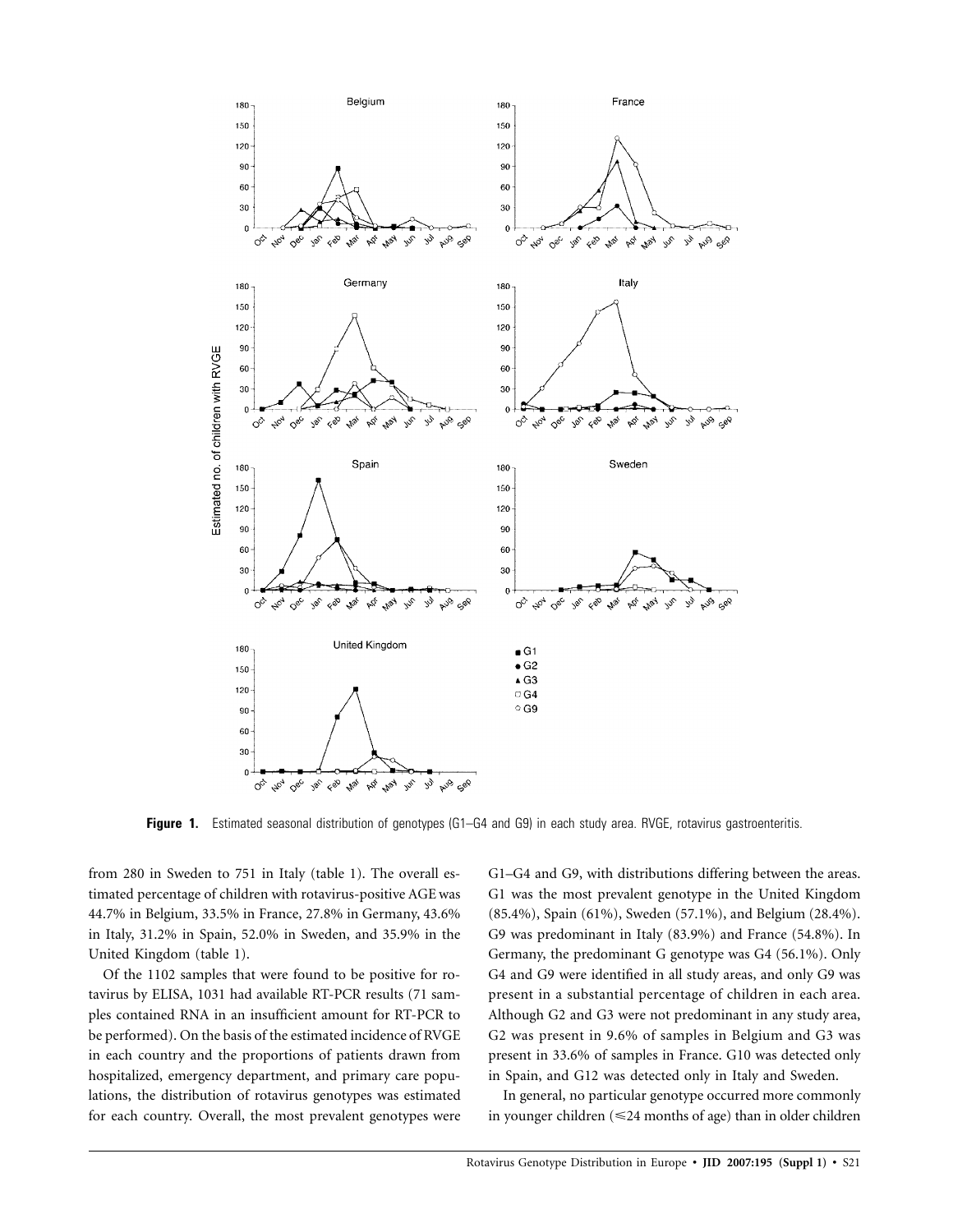**Figure 1.** Estimated seasonal distribution of genotypes (G1–G4 and G9) in each study area. RVGE, rotavirus gastroenteritis.

from 280 in Sweden to 751 in Italy (table 1). The overall estimated percentage of children with rotavirus-positive AGE was 44.7% in Belgium, 33.5% in France, 27.8% in Germany, 43.6% in Italy, 31.2% in Spain, 52.0% in Sweden, and 35.9% in the United Kingdom (table 1).

Of the 1102 samples that were found to be positive for rotavirus by ELISA, 1031 had available RT-PCR results (71 samples contained RNA in an insufficient amount for RT-PCR to be performed). On the basis of the estimated incidence of RVGE in each country and the proportions of patients drawn from hospitalized, emergency department, and primary care populations, the distribution of rotavirus genotypes was estimated for each country. Overall, the most prevalent genotypes were G1–G4 and G9, with distributions differing between the areas. G1 was the most prevalent genotype in the United Kingdom (85.4%), Spain (61%), Sweden (57.1%), and Belgium (28.4%). G9 was predominant in Italy (83.9%) and France (54.8%). In Germany, the predominant G genotype was G4 (56.1%). Only G4 and G9 were identified in all study areas, and only G9 was present in a substantial percentage of children in each area. Although G2 and G3 were not predominant in any study area, G2 was present in 9.6% of samples in Belgium and G3 was present in 33.6% of samples in France. G10 was detected only in Spain, and G12 was detected only in Italy and Sweden.

In general, no particular genotype occurred more commonly in younger children (≤24 months of age) than in older children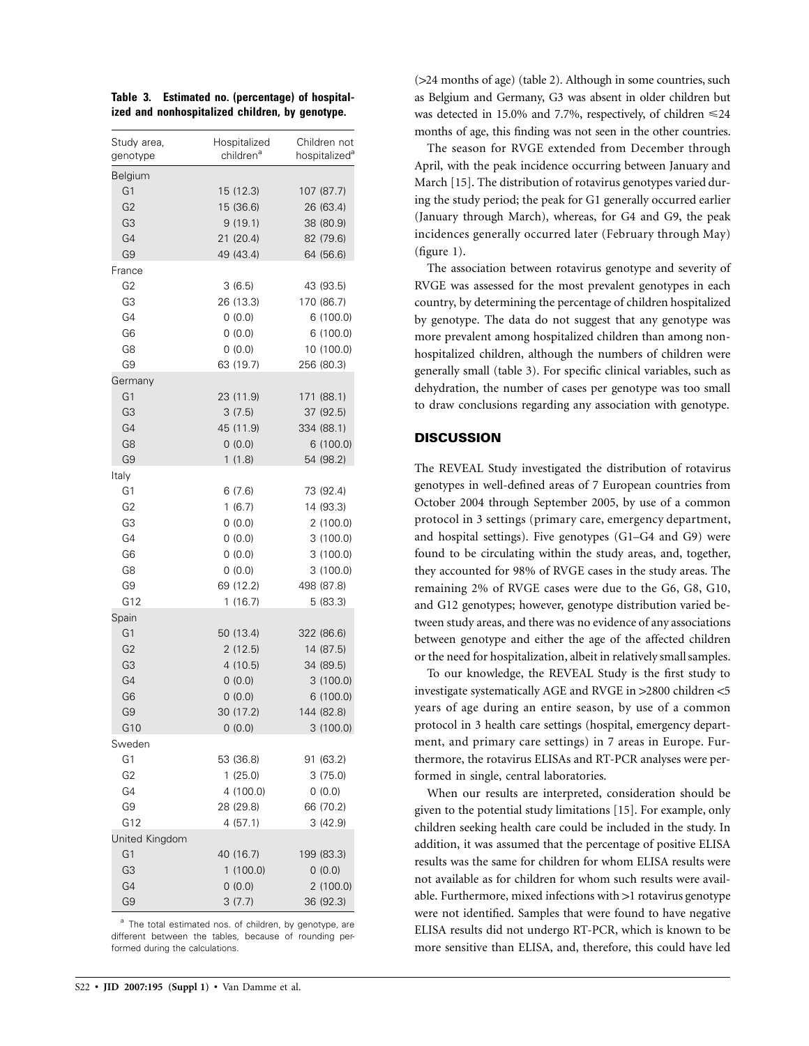**Table 3. Estimated no. (percentage) of hospitalized and nonhospitalized children, by genotype.**

| Study area, genotype | Hospitalized children[a] | Children not hospitalized[a] |
|---|---|---|
| Belgium | | |
| G1 | 15 (12.3) | 107 (87.7) |
| G2 | 15 (36.6) | 26 (63.4) |
| G3 | 9 (19.1) | 38 (80.9) |
| G4 | 21 (20.4) | 82 (79.6) |
| G9 | 49 (43.4) | 64 (56.6) |
| France | | |
| G2 | 3 (6.5) | 43 (93.5) |
| G3 | 26 (13.3) | 170 (86.7) |
| G4 | 0 (0.0) | 6 (100.0) |
| G6 | 0 (0.0) | 6 (100.0) |
| G8 | 0 (0.0) | 10 (100.0) |
| G9 | 63 (19.7) | 256 (80.3) |
| Germany | | |
| G1 | 23 (11.9) | 171 (88.1) |
| G3 | 3 (7.5) | 37 (92.5) |
| G4 | 45 (11.9) | 334 (88.1) |
| G8 | 0 (0.0) | 6 (100.0) |
| G9 | 1 (1.8) | 54 (98.2) |
| Italy | | |
| G1 | 6 (7.6) | 73 (92.4) |
| G2 | 1 (6.7) | 14 (93.3) |
| G3 | 0 (0.0) | 2 (100.0) |
| G4 | 0 (0.0) | 3 (100.0) |
| G6 | 0 (0.0) | 3 (100.0) |
| G8 | 0 (0.0) | 3 (100.0) |
| G9 | 69 (12.2) | 498 (87.8) |
| G12 | 1 (16.7) | 5 (83.3) |
| Spain | | |
| G1 | 50 (13.4) | 322 (86.6) |
| G2 | 2 (12.5) | 14 (87.5) |
| G3 | 4 (10.5) | 34 (89.5) |
| G4 | 0 (0.0) | 3 (100.0) |
| G6 | 0 (0.0) | 6 (100.0) |
| G9 | 30 (17.2) | 144 (82.8) |
| G10 | 0 (0.0) | 3 (100.0) |
| Sweden | | |
| G1 | 53 (36.8) | 91 (63.2) |
| G2 | 1 (25.0) | 3 (75.0) |
| G4 | 4 (100.0) | 0 (0.0) |
| G9 | 28 (29.8) | 66 (70.2) |
| G12 | 4 (57.1) | 3 (42.9) |
| United Kingdom | | |
| G1 | 40 (16.7) | 199 (83.3) |
| G3 | 1 (100.0) | 0 (0.0) |
| G4 | 0 (0.0) | 2 (100.0) |
| G9 | 3 (7.7) | 36 (92.3) |

[a] The total estimated nos. of children, by genotype, are different between the tables, because of rounding performed during the calculations.

(>24 months of age) (table 2). Although in some countries, such as Belgium and Germany, G3 was absent in older children but was detected in 15.0% and 7.7%, respectively, of children ≤24 months of age, this finding was not seen in the other countries.

The season for RVGE extended from December through April, with the peak incidence occurring between January and March [15]. The distribution of rotavirus genotypes varied during the study period; the peak for G1 generally occurred earlier (January through March), whereas, for G4 and G9, the peak incidences generally occurred later (February through May) (figure 1).

The association between rotavirus genotype and severity of RVGE was assessed for the most prevalent genotypes in each country, by determining the percentage of children hospitalized by genotype. The data do not suggest that any genotype was more prevalent among hospitalized children than among nonhospitalized children, although the numbers of children were generally small (table 3). For specific clinical variables, such as dehydration, the number of cases per genotype was too small to draw conclusions regarding any association with genotype.

## DISCUSSION

The REVEAL Study investigated the distribution of rotavirus genotypes in well-defined areas of 7 European countries from October 2004 through September 2005, by use of a common protocol in 3 settings (primary care, emergency department, and hospital settings). Five genotypes (G1–G4 and G9) were found to be circulating within the study areas, and, together, they accounted for 98% of RVGE cases in the study areas. The remaining 2% of RVGE cases were due to the G6, G8, G10, and G12 genotypes; however, genotype distribution varied between study areas, and there was no evidence of any associations between genotype and either the age of the affected children or the need for hospitalization, albeit in relatively small samples.

To our knowledge, the REVEAL Study is the first study to investigate systematically AGE and RVGE in >2800 children <5 years of age during an entire season, by use of a common protocol in 3 health care settings (hospital, emergency department, and primary care settings) in 7 areas in Europe. Furthermore, the rotavirus ELISAs and RT-PCR analyses were performed in single, central laboratories.

When our results are interpreted, consideration should be given to the potential study limitations [15]. For example, only children seeking health care could be included in the study. In addition, it was assumed that the percentage of positive ELISA results was the same for children for whom ELISA results were not available as for children for whom such results were available. Furthermore, mixed infections with >1 rotavirus genotype were not identified. Samples that were found to have negative ELISA results did not undergo RT-PCR, which is known to be more sensitive than ELISA, and, therefore, this could have led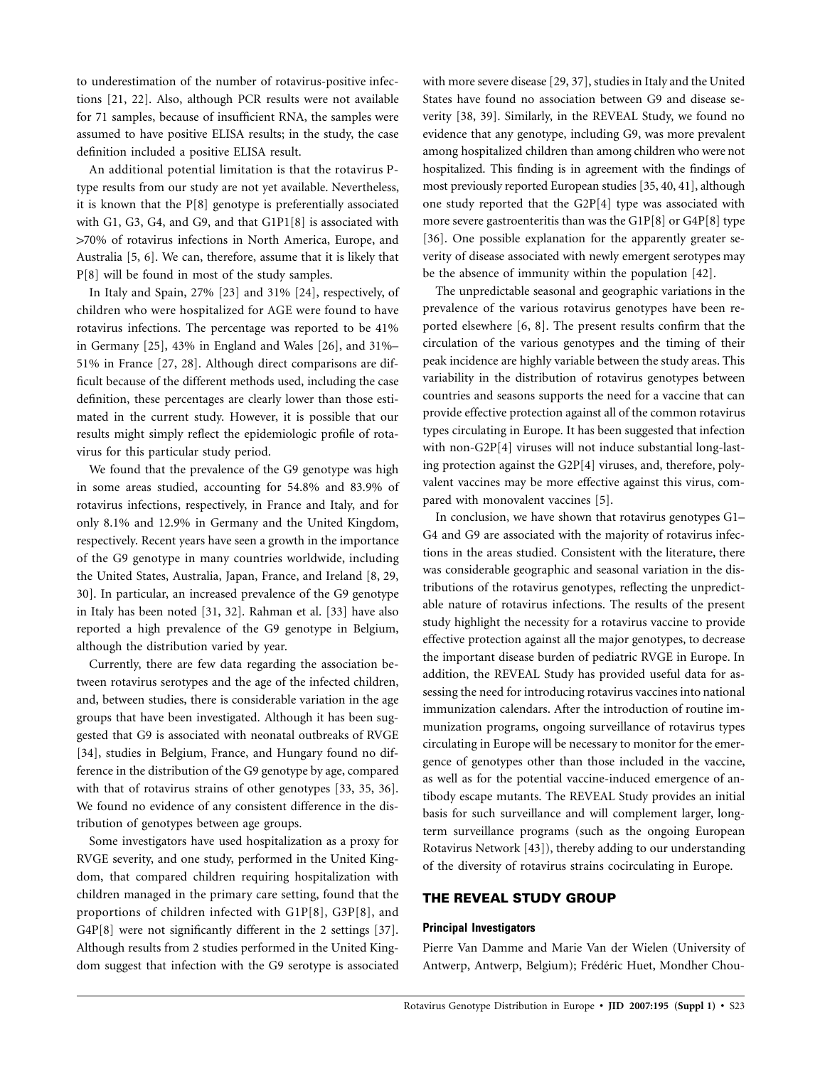to underestimation of the number of rotavirus-positive infections [21, 22]. Also, although PCR results were not available for 71 samples, because of insufficient RNA, the samples were assumed to have positive ELISA results; in the study, the case definition included a positive ELISA result.

An additional potential limitation is that the rotavirus P-type results from our study are not yet available. Nevertheless, it is known that the P[8] genotype is preferentially associated with G1, G3, G4, and G9, and that G1P1[8] is associated with >70% of rotavirus infections in North America, Europe, and Australia [5, 6]. We can, therefore, assume that it is likely that P[8] will be found in most of the study samples.

In Italy and Spain, 27% [23] and 31% [24], respectively, of children who were hospitalized for AGE were found to have rotavirus infections. The percentage was reported to be 41% in Germany [25], 43% in England and Wales [26], and 31%–51% in France [27, 28]. Although direct comparisons are difficult because of the different methods used, including the case definition, these percentages are clearly lower than those estimated in the current study. However, it is possible that our results might simply reflect the epidemiologic profile of rotavirus for this particular study period.

We found that the prevalence of the G9 genotype was high in some areas studied, accounting for 54.8% and 83.9% of rotavirus infections, respectively, in France and Italy, and for only 8.1% and 12.9% in Germany and the United Kingdom, respectively. Recent years have seen a growth in the importance of the G9 genotype in many countries worldwide, including the United States, Australia, Japan, France, and Ireland [8, 29, 30]. In particular, an increased prevalence of the G9 genotype in Italy has been noted [31, 32]. Rahman et al. [33] have also reported a high prevalence of the G9 genotype in Belgium, although the distribution varied by year.

Currently, there are few data regarding the association between rotavirus serotypes and the age of the infected children, and, between studies, there is considerable variation in the age groups that have been investigated. Although it has been suggested that G9 is associated with neonatal outbreaks of RVGE [34], studies in Belgium, France, and Hungary found no difference in the distribution of the G9 genotype by age, compared with that of rotavirus strains of other genotypes [33, 35, 36]. We found no evidence of any consistent difference in the distribution of genotypes between age groups.

Some investigators have used hospitalization as a proxy for RVGE severity, and one study, performed in the United Kingdom, that compared children requiring hospitalization with children managed in the primary care setting, found that the proportions of children infected with G1P[8], G3P[8], and G4P[8] were not significantly different in the 2 settings [37]. Although results from 2 studies performed in the United Kingdom suggest that infection with the G9 serotype is associated with more severe disease [29, 37], studies in Italy and the United States have found no association between G9 and disease severity [38, 39]. Similarly, in the REVEAL Study, we found no evidence that any genotype, including G9, was more prevalent among hospitalized children than among children who were not hospitalized. This finding is in agreement with the findings of most previously reported European studies [35, 40, 41], although one study reported that the G2P[4] type was associated with more severe gastroenteritis than was the G1P[8] or G4P[8] type [36]. One possible explanation for the apparently greater severity of disease associated with newly emergent serotypes may be the absence of immunity within the population [42].

The unpredictable seasonal and geographic variations in the prevalence of the various rotavirus genotypes have been reported elsewhere [6, 8]. The present results confirm that the circulation of the various genotypes and the timing of their peak incidence are highly variable between the study areas. This variability in the distribution of rotavirus genotypes between countries and seasons supports the need for a vaccine that can provide effective protection against all of the common rotavirus types circulating in Europe. It has been suggested that infection with non-G2P[4] viruses will not induce substantial long-lasting protection against the G2P[4] viruses, and, therefore, polyvalent vaccines may be more effective against this virus, compared with monovalent vaccines [5].

In conclusion, we have shown that rotavirus genotypes G1–G4 and G9 are associated with the majority of rotavirus infections in the areas studied. Consistent with the literature, there was considerable geographic and seasonal variation in the distributions of the rotavirus genotypes, reflecting the unpredictable nature of rotavirus infections. The results of the present study highlight the necessity for a rotavirus vaccine to provide effective protection against all the major genotypes, to decrease the important disease burden of pediatric RVGE in Europe. In addition, the REVEAL Study has provided useful data for assessing the need for introducing rotavirus vaccines into national immunization calendars. After the introduction of routine immunization programs, ongoing surveillance of rotavirus types circulating in Europe will be necessary to monitor for the emergence of genotypes other than those included in the vaccine, as well as for the potential vaccine-induced emergence of antibody escape mutants. The REVEAL Study provides an initial basis for such surveillance and will complement larger, long-term surveillance programs (such as the ongoing European Rotavirus Network [43]), thereby adding to our understanding of the diversity of rotavirus strains cocirculating in Europe.

## THE REVEAL STUDY GROUP

### Principal Investigators

Pierre Van Damme and Marie Van der Wielen (University of Antwerp, Antwerp, Belgium); Frédéric Huet, Mondher Chou-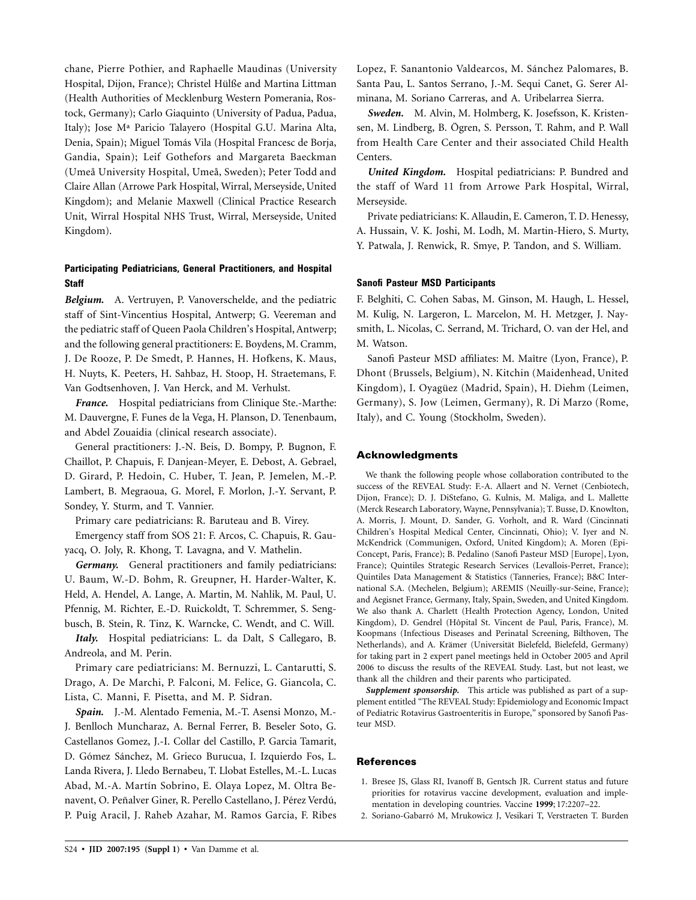chane, Pierre Pothier, and Raphaelle Maudinas (University Hospital, Dijon, France); Christel Hülße and Martina Littman (Health Authorities of Mecklenburg Western Pomerania, Rostock, Germany); Carlo Giaquinto (University of Padua, Padua, Italy); Jose Mª Paricio Talayero (Hospital G.U. Marina Alta, Denia, Spain); Miguel Tomás Vila (Hospital Francesc de Borja, Gandia, Spain); Leif Gothefors and Margareta Baeckman (Umeå University Hospital, Umeå, Sweden); Peter Todd and Claire Allan (Arrowe Park Hospital, Wirral, Merseyside, United Kingdom); and Melanie Maxwell (Clinical Practice Research Unit, Wirral Hospital NHS Trust, Wirral, Merseyside, United Kingdom).

### Participating Pediatricians, General Practitioners, and Hospital Staff

***Belgium.*** A. Vertruyen, P. Vanoverschelde, and the pediatric staff of Sint-Vincentius Hospital, Antwerp; G. Veereman and the pediatric staff of Queen Paola Children's Hospital, Antwerp; and the following general practitioners: E. Boydens, M. Cramm, J. De Rooze, P. De Smedt, P. Hannes, H. Hofkens, K. Maus, H. Nuyts, K. Peeters, H. Sahbaz, H. Stoop, H. Straetemans, F. Van Godtsenhoven, J. Van Herck, and M. Verhulst.

***France.*** Hospital pediatricians from Clinique Ste.-Marthe: M. Dauvergne, F. Funes de la Vega, H. Planson, D. Tenenbaum, and Abdel Zouaidia (clinical research associate).

General practitioners: J.-N. Beis, D. Bompy, P. Bugnon, F. Chaillot, P. Chapuis, F. Danjean-Meyer, E. Debost, A. Gebrael, D. Girard, P. Hedoin, C. Huber, T. Jean, P. Jemelen, M.-P. Lambert, B. Megraoua, G. Morel, F. Morlon, J.-Y. Servant, P. Sondey, Y. Sturm, and T. Vannier.

Primary care pediatricians: R. Baruteau and B. Virey.

Emergency staff from SOS 21: F. Arcos, C. Chapuis, R. Gauyacq, O. Joly, R. Khong, T. Lavagna, and V. Mathelin.

***Germany.*** General practitioners and family pediatricians: U. Baum, W.-D. Bohm, R. Greupner, H. Harder-Walter, K. Held, A. Hendel, A. Lange, A. Martin, M. Nahlik, M. Paul, U. Pfennig, M. Richter, E.-D. Ruickoldt, T. Schremmer, S. Sengbusch, B. Stein, R. Tinz, K. Warncke, C. Wendt, and C. Will.

***Italy.*** Hospital pediatricians: L. da Dalt, S Callegaro, B. Andreola, and M. Perin.

Primary care pediatricians: M. Bernuzzi, L. Cantarutti, S. Drago, A. De Marchi, P. Falconi, M. Felice, G. Giancola, C. Lista, C. Manni, F. Pisetta, and M. P. Sidran.

***Spain.*** J.-M. Alentado Femenia, M.-T. Asensi Monzo, M.-J. Benlloch Muncharaz, A. Bernal Ferrer, B. Beseler Soto, G. Castellanos Gomez, J.-I. Collar del Castillo, P. Garcia Tamarit, D. Gómez Sánchez, M. Grieco Burucua, I. Izquierdo Fos, L. Landa Rivera, J. Lledo Bernabeu, T. Llobat Estelles, M.-L. Lucas Abad, M.-A. Martín Sobrino, E. Olaya Lopez, M. Oltra Benavent, O. Peñalver Giner, R. Perello Castellano, J. Pérez Verdú, P. Puig Aracil, J. Raheb Azahar, M. Ramos Garcia, F. Ribes Lopez, F. Sanantonio Valdearcos, M. Sánchez Palomares, B. Santa Pau, L. Santos Serrano, J.-M. Sequi Canet, G. Serer Alminana, M. Soriano Carreras, and A. Uribelarrea Sierra.

***Sweden.*** M. Alvin, M. Holmberg, K. Josefsson, K. Kristensen, M. Lindberg, B. Ögren, S. Persson, T. Rahm, and P. Wall from Health Care Center and their associated Child Health Centers.

***United Kingdom.*** Hospital pediatricians: P. Bundred and the staff of Ward 11 from Arrowe Park Hospital, Wirral, Merseyside.

Private pediatricians: K. Allaudin, E. Cameron, T. D. Henessy, A. Hussain, V. K. Joshi, M. Lodh, M. Martin-Hiero, S. Murty, Y. Patwala, J. Renwick, R. Smye, P. Tandon, and S. William.

### Sanofi Pasteur MSD Participants

F. Belghiti, C. Cohen Sabas, M. Ginson, M. Haugh, L. Hessel, M. Kulig, N. Largeron, L. Marcelon, M. H. Metzger, J. Naysmith, L. Nicolas, C. Serrand, M. Trichard, O. van der Hel, and M. Watson.

Sanofi Pasteur MSD affiliates: M. Maître (Lyon, France), P. Dhont (Brussels, Belgium), N. Kitchin (Maidenhead, United Kingdom), I. Oyagüez (Madrid, Spain), H. Diehm (Leimen, Germany), S. Jow (Leimen, Germany), R. Di Marzo (Rome, Italy), and C. Young (Stockholm, Sweden).

## Acknowledgments

We thank the following people whose collaboration contributed to the success of the REVEAL Study: F.-A. Allaert and N. Vernet (Cenbiotech, Dijon, France); D. J. DiStefano, G. Kulnis, M. Maliga, and L. Mallette (Merck Research Laboratory, Wayne, Pennsylvania); T. Busse, D. Knowlton, A. Morris, J. Mount, D. Sander, G. Vorholt, and R. Ward (Cincinnati Children's Hospital Medical Center, Cincinnati, Ohio); V. Iyer and N. McKendrick (Communigen, Oxford, United Kingdom); A. Moren (Epi-Concept, Paris, France); B. Pedalino (Sanofi Pasteur MSD [Europe], Lyon, France); Quintiles Strategic Research Services (Levallois-Perret, France); Quintiles Data Management & Statistics (Tanneries, France); B&C International S.A. (Mechelen, Belgium); AREMIS (Neuilly-sur-Seine, France); and Aegisnet France, Germany, Italy, Spain, Sweden, and United Kingdom. We also thank A. Charlett (Health Protection Agency, London, United Kingdom), D. Gendrel (Hôpital St. Vincent de Paul, Paris, France), M. Koopmans (Infectious Diseases and Perinatal Screening, Bilthoven, The Netherlands), and A. Krämer (Universität Bielefeld, Bielefeld, Germany) for taking part in 2 expert panel meetings held in October 2005 and April 2006 to discuss the results of the REVEAL Study. Last, but not least, we thank all the children and their parents who participated.

***Supplement sponsorship.*** This article was published as part of a supplement entitled "The REVEAL Study: Epidemiology and Economic Impact of Pediatric Rotavirus Gastroenteritis in Europe," sponsored by Sanofi Pasteur MSD.

## References

1. Bresee JS, Glass RI, Ivanoff B, Gentsch JR. Current status and future priorities for rotavirus vaccine development, evaluation and implementation in developing countries. Vaccine **1999**; 17:2207–22.
2. Soriano-Gabarró M, Mrukowicz J, Vesikari T, Verstraeten T. Burden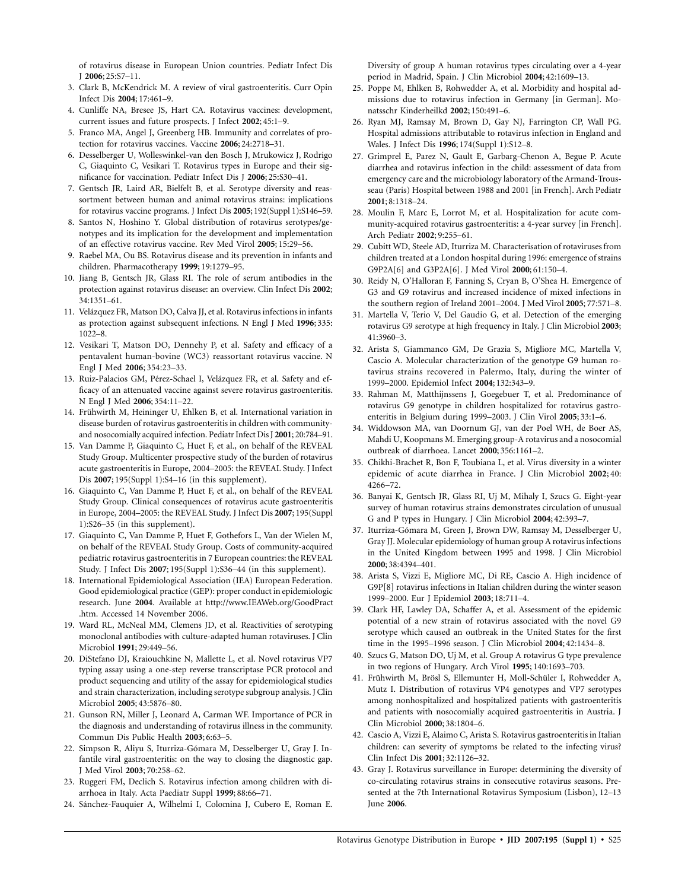of rotavirus disease in European Union countries. Pediatr Infect Dis J **2006**; 25:S7–11.

3. Clark B, McKendrick M. A review of viral gastroenteritis. Curr Opin Infect Dis **2004**; 17:461–9.
4. Cunliffe NA, Bresee JS, Hart CA. Rotavirus vaccines: development, current issues and future prospects. J Infect **2002**; 45:1–9.
5. Franco MA, Angel J, Greenberg HB. Immunity and correlates of protection for rotavirus vaccines. Vaccine **2006**; 24:2718–31.
6. Desselberger U, Wolleswinkel-van den Bosch J, Mrukowicz J, Rodrigo C, Giaquinto C, Vesikari T. Rotavirus types in Europe and their significance for vaccination. Pediatr Infect Dis J **2006**; 25:S30–41.
7. Gentsch JR, Laird AR, Bielfelt B, et al. Serotype diversity and reassortment between human and animal rotavirus strains: implications for rotavirus vaccine programs. J Infect Dis **2005**; 192(Suppl 1):S146–59.
8. Santos N, Hoshino Y. Global distribution of rotavirus serotypes/genotypes and its implication for the development and implementation of an effective rotavirus vaccine. Rev Med Virol **2005**; 15:29–56.
9. Raebel MA, Ou BS. Rotavirus disease and its prevention in infants and children. Pharmacotherapy **1999**; 19:1279–95.
10. Jiang B, Gentsch JR, Glass RI. The role of serum antibodies in the protection against rotavirus disease: an overview. Clin Infect Dis **2002**; 34:1351–61.
11. Velázquez FR, Matson DO, Calva JJ, et al. Rotavirus infections in infants as protection against subsequent infections. N Engl J Med **1996**; 335: 1022–8.
12. Vesikari T, Matson DO, Dennehy P, et al. Safety and efficacy of a pentavalent human-bovine (WC3) reassortant rotavirus vaccine. N Engl J Med **2006**; 354:23–33.
13. Ruiz-Palacios GM, Pérez-Schael I, Velázquez FR, et al. Safety and efficacy of an attenuated vaccine against severe rotavirus gastroenteritis. N Engl J Med **2006**; 354:11–22.
14. Frühwirth M, Heininger U, Ehlken B, et al. International variation in disease burden of rotavirus gastroenteritis in children with community- and nosocomially acquired infection. Pediatr Infect Dis J **2001**; 20:784–91.
15. Van Damme P, Giaquinto C, Huet F, et al., on behalf of the REVEAL Study Group. Multicenter prospective study of the burden of rotavirus acute gastroenteritis in Europe, 2004–2005: the REVEAL Study. J Infect Dis **2007**; 195(Suppl 1):S4–16 (in this supplement).
16. Giaquinto C, Van Damme P, Huet F, et al., on behalf of the REVEAL Study Group. Clinical consequences of rotavirus acute gastroenteritis in Europe, 2004–2005: the REVEAL Study. J Infect Dis **2007**; 195(Suppl 1):S26–35 (in this supplement).
17. Giaquinto C, Van Damme P, Huet F, Gothefors L, Van der Wielen M, on behalf of the REVEAL Study Group. Costs of community-acquired pediatric rotavirus gastroenteritis in 7 European countries: the REVEAL Study. J Infect Dis **2007**; 195(Suppl 1):S36–44 (in this supplement).
18. International Epidemiological Association (IEA) European Federation. Good epidemiological practice (GEP): proper conduct in epidemiologic research. June **2004**. Available at http://www.IEAWeb.org/GoodPract.htm. Accessed 14 November 2006.
19. Ward RL, McNeal MM, Clemens JD, et al. Reactivities of serotyping monoclonal antibodies with culture-adapted human rotaviruses. J Clin Microbiol **1991**; 29:449–56.
20. DiStefano DJ, Kraiouchkine N, Mallette L, et al. Novel rotavirus VP7 typing assay using a one-step reverse transcriptase PCR protocol and product sequencing and utility of the assay for epidemiological studies and strain characterization, including serotype subgroup analysis. J Clin Microbiol **2005**; 43:5876–80.
21. Gunson RN, Miller J, Leonard A, Carman WF. Importance of PCR in the diagnosis and understanding of rotavirus illness in the community. Commun Dis Public Health **2003**; 6:63–5.
22. Simpson R, Aliyu S, Iturriza-Gómara M, Desselberger U, Gray J. Infantile viral gastroenteritis: on the way to closing the diagnostic gap. J Med Virol **2003**; 70:258–62.
23. Ruggeri FM, Declich S. Rotavirus infection among children with diarrhoea in Italy. Acta Paediatr Suppl **1999**; 88:66–71.
24. Sánchez-Fauquier A, Wilhelmi I, Colomina J, Cubero E, Roman E. Diversity of group A human rotavirus types circulating over a 4-year period in Madrid, Spain. J Clin Microbiol **2004**; 42:1609–13.
25. Poppe M, Ehlken B, Rohwedder A, et al. Morbidity and hospital admissions due to rotavirus infection in Germany [in German]. Monatsschr Kinderheilkd **2002**; 150:491–6.
26. Ryan MJ, Ramsay M, Brown D, Gay NJ, Farrington CP, Wall PG. Hospital admissions attributable to rotavirus infection in England and Wales. J Infect Dis **1996**; 174(Suppl 1):S12–8.
27. Grimprel E, Parez N, Gault E, Garbarg-Chenon A, Begue P. Acute diarrhea and rotavirus infection in the child: assessment of data from emergency care and the microbiology laboratory of the Armand-Trousseau (Paris) Hospital between 1988 and 2001 [in French]. Arch Pediatr **2001**; 8:1318–24.
28. Moulin F, Marc E, Lorrot M, et al. Hospitalization for acute community-acquired rotavirus gastroenteritis: a 4-year survey [in French]. Arch Pediatr **2002**; 9:255–61.
29. Cubitt WD, Steele AD, Iturriza M. Characterisation of rotaviruses from children treated at a London hospital during 1996: emergence of strains G9P2A[6] and G3P2A[6]. J Med Virol **2000**; 61:150–4.
30. Reidy N, O'Halloran F, Fanning S, Cryan B, O'Shea H. Emergence of G3 and G9 rotavirus and increased incidence of mixed infections in the southern region of Ireland 2001–2004. J Med Virol **2005**; 77:571–8.
31. Martella V, Terio V, Del Gaudio G, et al. Detection of the emerging rotavirus G9 serotype at high frequency in Italy. J Clin Microbiol **2003**; 41:3960–3.
32. Arista S, Giammanco GM, De Grazia S, Migliore MC, Martella V, Cascio A. Molecular characterization of the genotype G9 human rotavirus strains recovered in Palermo, Italy, during the winter of 1999–2000. Epidemiol Infect **2004**; 132:343–9.
33. Rahman M, Matthijnssens J, Goegebuer T, et al. Predominance of rotavirus G9 genotype in children hospitalized for rotavirus gastroenteritis in Belgium during 1999–2003. J Clin Virol **2005**; 33:1–6.
34. Widdowson MA, van Doornum GJ, van der Poel WH, de Boer AS, Mahdi U, Koopmans M. Emerging group-A rotavirus and a nosocomial outbreak of diarrhoea. Lancet **2000**; 356:1161–2.
35. Chikhi-Brachet R, Bon F, Toubiana L, et al. Virus diversity in a winter epidemic of acute diarrhea in France. J Clin Microbiol **2002**; 40: 4266–72.
36. Banyai K, Gentsch JR, Glass RI, Uj M, Mihaly I, Szucs G. Eight-year survey of human rotavirus strains demonstrates circulation of unusual G and P types in Hungary. J Clin Microbiol **2004**; 42:393–7.
37. Iturriza-Gómara M, Green J, Brown DW, Ramsay M, Desselberger U, Gray JJ. Molecular epidemiology of human group A rotavirus infections in the United Kingdom between 1995 and 1998. J Clin Microbiol **2000**; 38:4394–401.
38. Arista S, Vizzi E, Migliore MC, Di RE, Cascio A. High incidence of G9P[8] rotavirus infections in Italian children during the winter season 1999–2000. Eur J Epidemiol **2003**; 18:711–4.
39. Clark HF, Lawley DA, Schaffer A, et al. Assessment of the epidemic potential of a new strain of rotavirus associated with the novel G9 serotype which caused an outbreak in the United States for the first time in the 1995–1996 season. J Clin Microbiol **2004**; 42:1434–8.
40. Szucs G, Matson DO, Uj M, et al. Group A rotavirus G type prevalence in two regions of Hungary. Arch Virol **1995**; 140:1693–703.
41. Frühwirth M, Brösl S, Ellemunter H, Moll-Schüler I, Rohwedder A, Mutz I. Distribution of rotavirus VP4 genotypes and VP7 serotypes among nonhospitalized and hospitalized patients with gastroenteritis and patients with nosocomially acquired gastroenteritis in Austria. J Clin Microbiol **2000**; 38:1804–6.
42. Cascio A, Vizzi E, Alaimo C, Arista S. Rotavirus gastroenteritis in Italian children: can severity of symptoms be related to the infecting virus? Clin Infect Dis **2001**; 32:1126–32.
43. Gray J. Rotavirus surveillance in Europe: determining the diversity of co-circulating rotavirus strains in consecutive rotavirus seasons. Presented at the 7th International Rotavirus Symposium (Lisbon), 12–13 June **2006**.